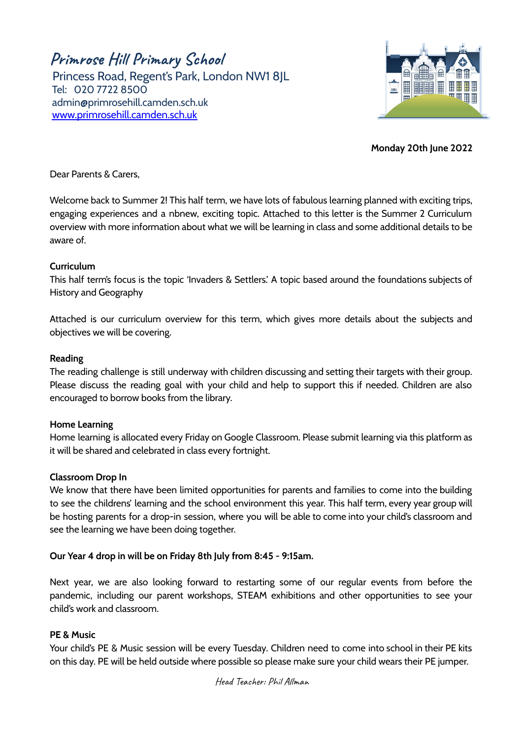# Primrose Hill Primary School

Princess Road, Regent's Park, London NW1 8JL
Tel: 020 7722 8500
admin@primrosehill.camden.sch.uk
www.primrosehill.camden.sch.uk

**Monday 20th June 2022**

Dear Parents & Carers,

Welcome back to Summer 2! This half term, we have lots of fabulous learning planned with exciting trips, engaging experiences and a nbnew, exciting topic. Attached to this letter is the Summer 2 Curriculum overview with more information about what we will be learning in class and some additional details to be aware of.

**Curriculum**

This half term's focus is the topic 'Invaders & Settlers.' A topic based around the foundations subjects of History and Geography

Attached is our curriculum overview for this term, which gives more details about the subjects and objectives we will be covering.

**Reading**

The reading challenge is still underway with children discussing and setting their targets with their group. Please discuss the reading goal with your child and help to support this if needed. Children are also encouraged to borrow books from the library.

**Home Learning**

Home learning is allocated every Friday on Google Classroom. Please submit learning via this platform as it will be shared and celebrated in class every fortnight.

**Classroom Drop In**

We know that there have been limited opportunities for parents and families to come into the building to see the childrens' learning and the school environment this year. This half term, every year group will be hosting parents for a drop-in session, where you will be able to come into your child's classroom and see the learning we have been doing together.

**Our Year 4 drop in will be on Friday 8th July from 8:45 - 9:15am.**

Next year, we are also looking forward to restarting some of our regular events from before the pandemic, including our parent workshops, STEAM exhibitions and other opportunities to see your child's work and classroom.

**PE & Music**

Your child's PE & Music session will be every Tuesday. Children need to come into school in their PE kits on this day. PE will be held outside where possible so please make sure your child wears their PE jumper.

*Head Teacher: Phil Allman*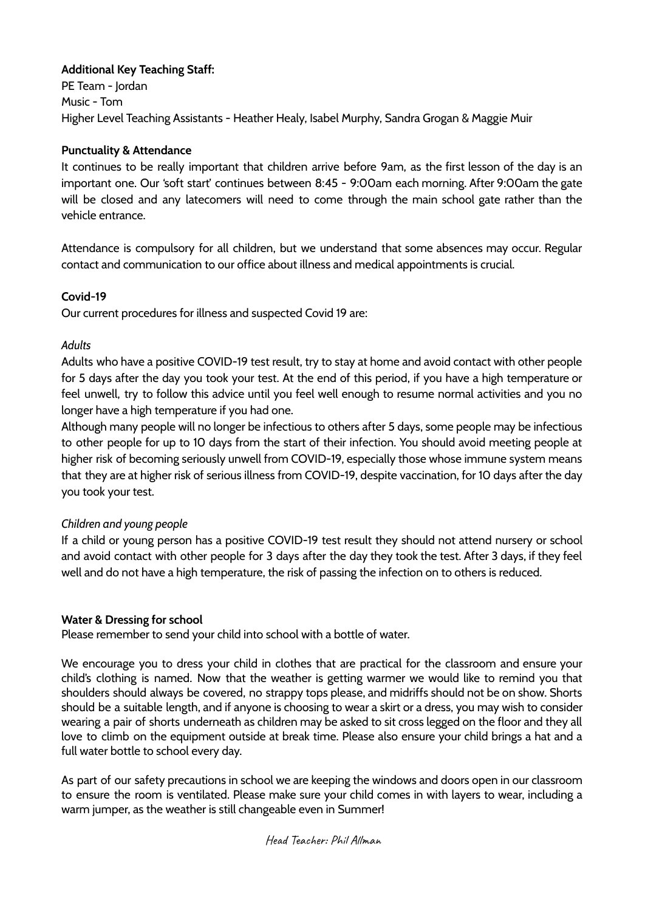**Additional Key Teaching Staff:**
PE Team - Jordan
Music - Tom
Higher Level Teaching Assistants - Heather Healy, Isabel Murphy, Sandra Grogan & Maggie Muir

**Punctuality & Attendance**

It continues to be really important that children arrive before 9am, as the first lesson of the day is an important one. Our 'soft start' continues between 8:45 - 9:00am each morning. After 9:00am the gate will be closed and any latecomers will need to come through the main school gate rather than the vehicle entrance.

Attendance is compulsory for all children, but we understand that some absences may occur. Regular contact and communication to our office about illness and medical appointments is crucial.

**Covid-19**

Our current procedures for illness and suspected Covid 19 are:

*Adults*

Adults who have a positive COVID-19 test result, try to stay at home and avoid contact with other people for 5 days after the day you took your test. At the end of this period, if you have a high temperature or feel unwell, try to follow this advice until you feel well enough to resume normal activities and you no longer have a high temperature if you had one.

Although many people will no longer be infectious to others after 5 days, some people may be infectious to other people for up to 10 days from the start of their infection. You should avoid meeting people at higher risk of becoming seriously unwell from COVID-19, especially those whose immune system means that they are at higher risk of serious illness from COVID-19, despite vaccination, for 10 days after the day you took your test.

*Children and young people*

If a child or young person has a positive COVID-19 test result they should not attend nursery or school and avoid contact with other people for 3 days after the day they took the test. After 3 days, if they feel well and do not have a high temperature, the risk of passing the infection on to others is reduced.

**Water & Dressing for school**

Please remember to send your child into school with a bottle of water.

We encourage you to dress your child in clothes that are practical for the classroom and ensure your child's clothing is named. Now that the weather is getting warmer we would like to remind you that shoulders should always be covered, no strappy tops please, and midriffs should not be on show. Shorts should be a suitable length, and if anyone is choosing to wear a skirt or a dress, you may wish to consider wearing a pair of shorts underneath as children may be asked to sit cross legged on the floor and they all love to climb on the equipment outside at break time. Please also ensure your child brings a hat and a full water bottle to school every day.

As part of our safety precautions in school we are keeping the windows and doors open in our classroom to ensure the room is ventilated. Please make sure your child comes in with layers to wear, including a warm jumper, as the weather is still changeable even in Summer!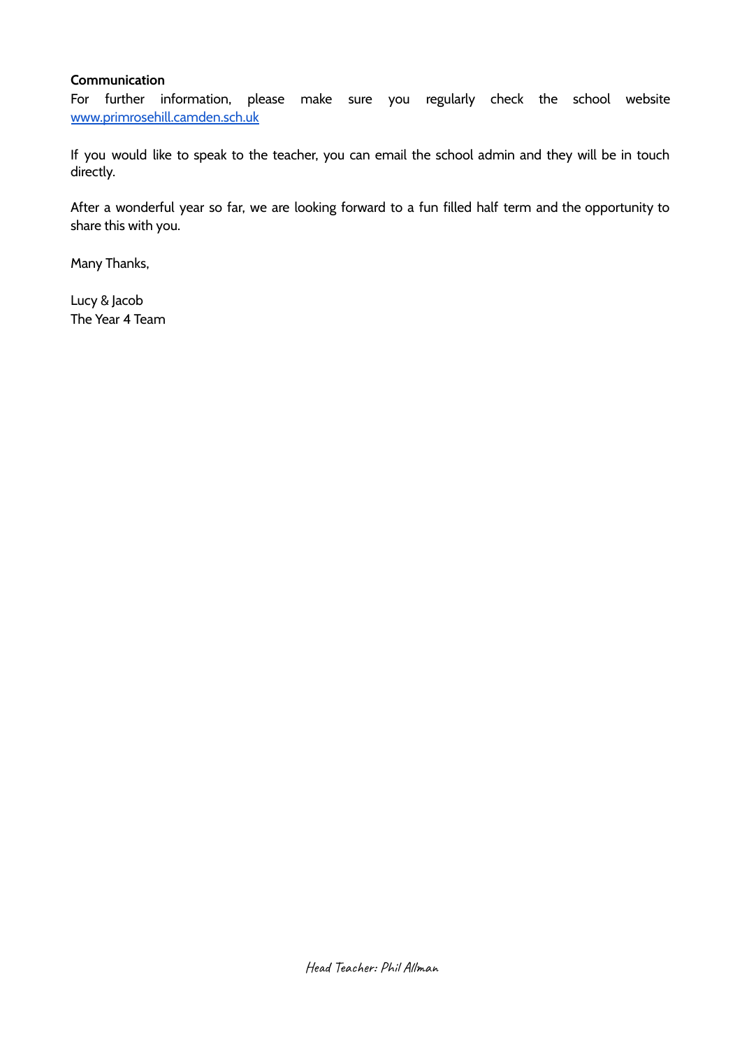**Communication**

For further information, please make sure you regularly check the school website [www.primrosehill.camden.sch.uk](http://www.primrosehill.camden.sch.uk)

If you would like to speak to the teacher, you can email the school admin and they will be in touch directly.

After a wonderful year so far, we are looking forward to a fun filled half term and the opportunity to share this with you.

Many Thanks,

Lucy & Jacob
The Year 4 Team